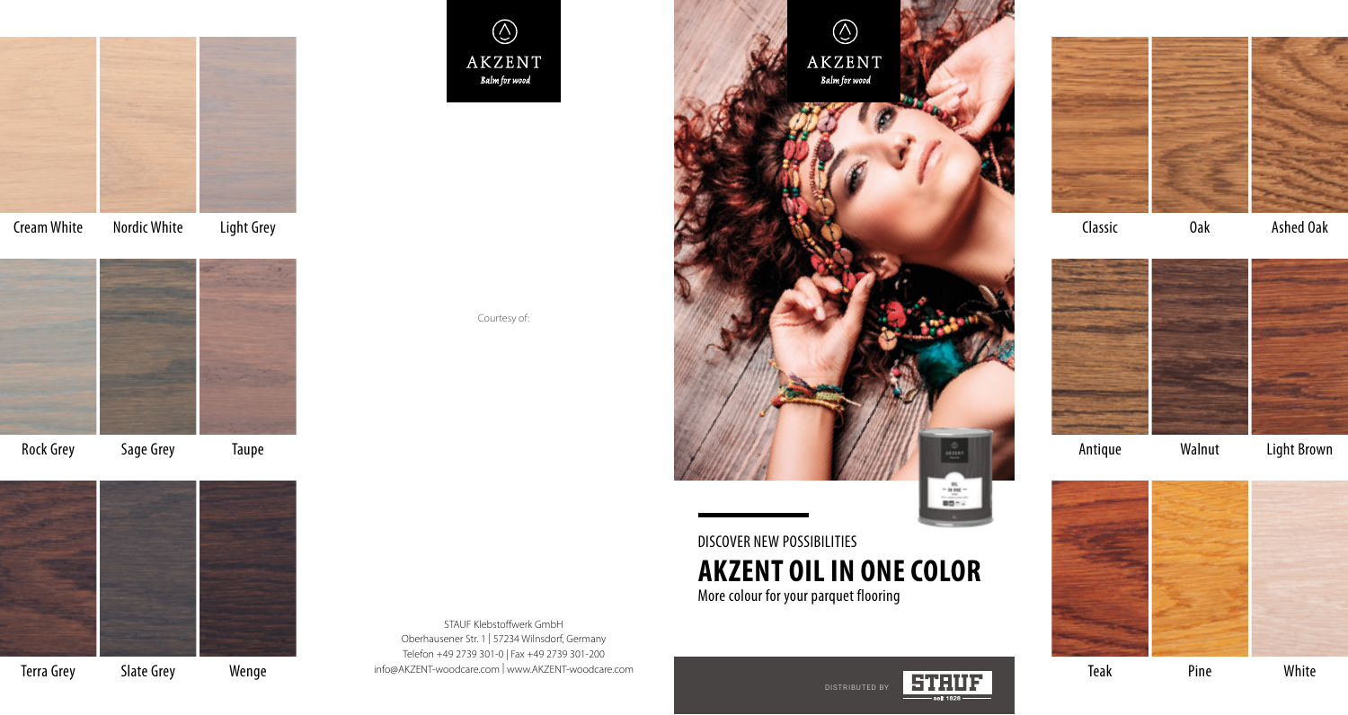Cream White | Nordic White | Light Grey

Rock Grey | Sage Grey | Taupe

Terra Grey | Slate Grey | Wenge

AKZENT
*Balm for wood*

Courtesy of:

STAUF Klebstoffwerk GmbH
Oberhausener Str. 1 | 57234 Wilnsdorf, Germany
Telefon +49 2739 301-0 | Fax +49 2739 301-200
info@AKZENT-woodcare.com | www.AKZENT-woodcare.com

AKZENT
*Balm for wood*

DISCOVER NEW POSSIBILITIES

# AKZENT OIL IN ONE COLOR

More colour for your parquet flooring

DISTRIBUTED BY STAUF seit 1828

Classic | Oak | Ashed Oak

Antique | Walnut | Light Brown

Teak | Pine | White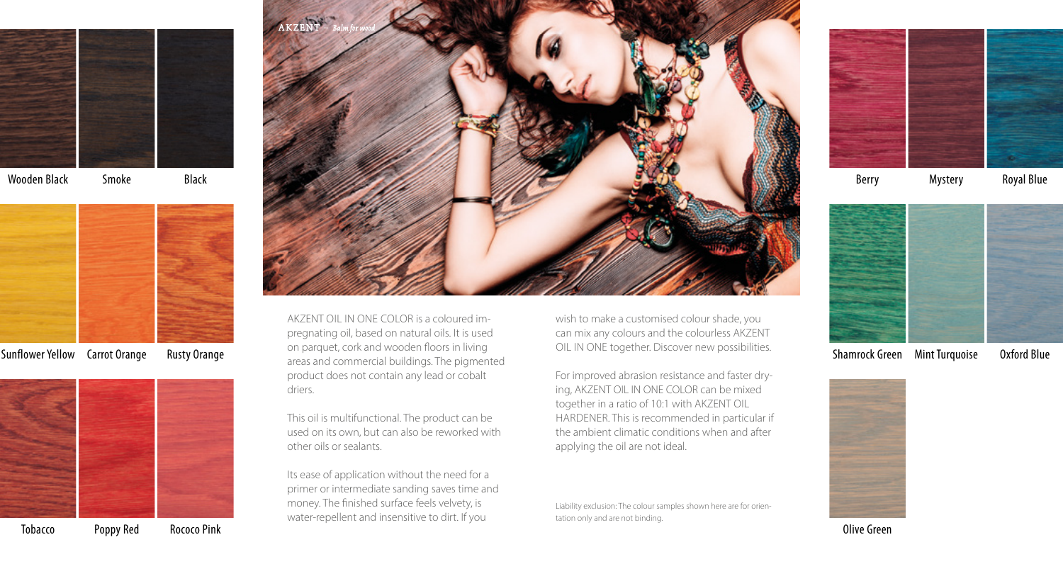Wooden Black Smoke Black

Sunflower Yellow Carrot Orange Rusty Orange

Tobacco Poppy Red Rococo Pink

AKZENT – *Balm for wood*

AKZENT OIL IN ONE COLOR is a coloured impregnating oil, based on natural oils. It is used on parquet, cork and wooden floors in living areas and commercial buildings. The pigmented product does not contain any lead or cobalt driers.

This oil is multifunctional. The product can be used on its own, but can also be reworked with other oils or sealants.

Its ease of application without the need for a primer or intermediate sanding saves time and money. The finished surface feels velvety, is water-repellent and insensitive to dirt. If you wish to make a customised colour shade, you can mix any colours and the colourless AKZENT OIL IN ONE together. Discover new possibilities.

For improved abrasion resistance and faster drying, AKZENT OIL IN ONE COLOR can be mixed together in a ratio of 10:1 with AKZENT OIL HARDENER. This is recommended in particular if the ambient climatic conditions when and after applying the oil are not ideal.

Liability exclusion: The colour samples shown here are for orientation only and are not binding.

Berry Mystery Royal Blue

Shamrock Green Mint Turquoise Oxford Blue

Olive Green